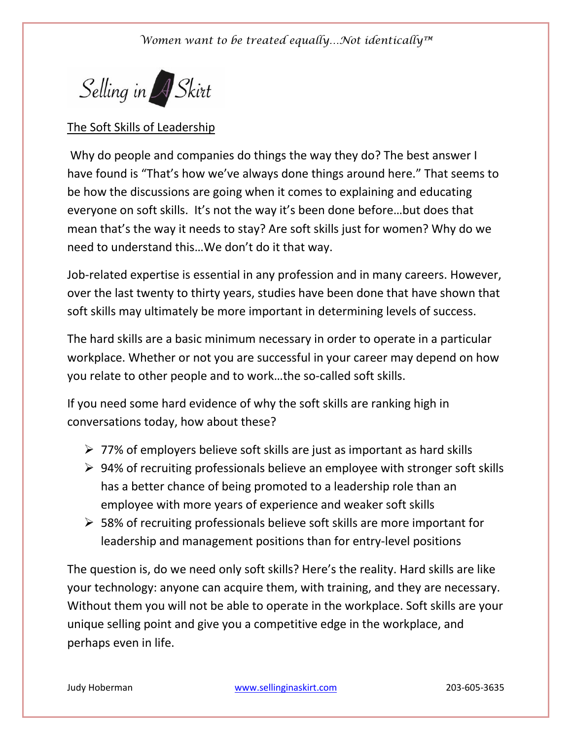*Women want to be treated equally…Not identically™*

Selling in A Skirt

## The Soft Skills of Leadership

Why do people and companies do things the way they do? The best answer I have found is "That's how we've always done things around here." That seems to be how the discussions are going when it comes to explaining and educating everyone on soft skills. It's not the way it's been done before…but does that mean that's the way it needs to stay? Are soft skills just for women? Why do we need to understand this…We don't do it that way.

Job-related expertise is essential in any profession and in many careers. However, over the last twenty to thirty years, studies have been done that have shown that soft skills may ultimately be more important in determining levels of success.

The hard skills are a basic minimum necessary in order to operate in a particular workplace. Whether or not you are successful in your career may depend on how you relate to other people and to work…the so-called soft skills.

If you need some hard evidence of why the soft skills are ranking high in conversations today, how about these?

- 77% of employers believe soft skills are just as important as hard skills
- 94% of recruiting professionals believe an employee with stronger soft skills has a better chance of being promoted to a leadership role than an employee with more years of experience and weaker soft skills
- 58% of recruiting professionals believe soft skills are more important for leadership and management positions than for entry-level positions

The question is, do we need only soft skills? Here's the reality. Hard skills are like your technology: anyone can acquire them, with training, and they are necessary. Without them you will not be able to operate in the workplace. Soft skills are your unique selling point and give you a competitive edge in the workplace, and perhaps even in life.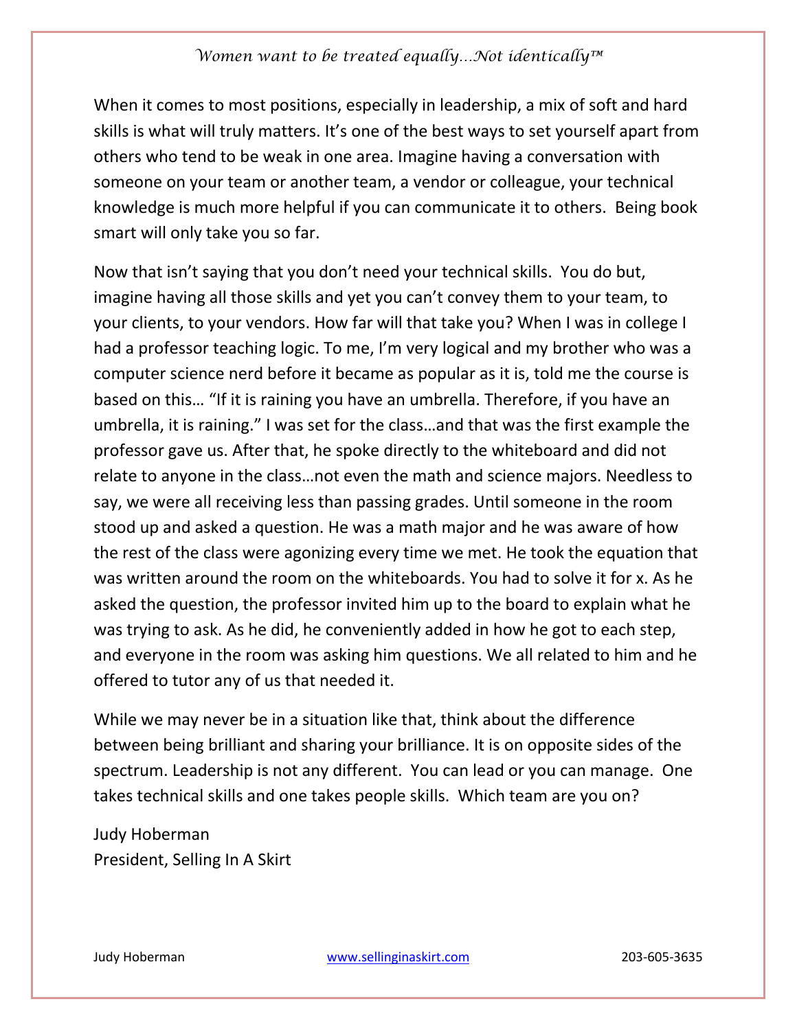When it comes to most positions, especially in leadership, a mix of soft and hard skills is what will truly matters. It's one of the best ways to set yourself apart from others who tend to be weak in one area. Imagine having a conversation with someone on your team or another team, a vendor or colleague, your technical knowledge is much more helpful if you can communicate it to others. Being book smart will only take you so far.

Now that isn't saying that you don't need your technical skills. You do but, imagine having all those skills and yet you can't convey them to your team, to your clients, to your vendors. How far will that take you? When I was in college I had a professor teaching logic. To me, I'm very logical and my brother who was a computer science nerd before it became as popular as it is, told me the course is based on this… "If it is raining you have an umbrella. Therefore, if you have an umbrella, it is raining." I was set for the class…and that was the first example the professor gave us. After that, he spoke directly to the whiteboard and did not relate to anyone in the class…not even the math and science majors. Needless to say, we were all receiving less than passing grades. Until someone in the room stood up and asked a question. He was a math major and he was aware of how the rest of the class were agonizing every time we met. He took the equation that was written around the room on the whiteboards. You had to solve it for x. As he asked the question, the professor invited him up to the board to explain what he was trying to ask. As he did, he conveniently added in how he got to each step, and everyone in the room was asking him questions. We all related to him and he offered to tutor any of us that needed it.

While we may never be in a situation like that, think about the difference between being brilliant and sharing your brilliance. It is on opposite sides of the spectrum. Leadership is not any different. You can lead or you can manage. One takes technical skills and one takes people skills. Which team are you on?

Judy Hoberman
President, Selling In A Skirt